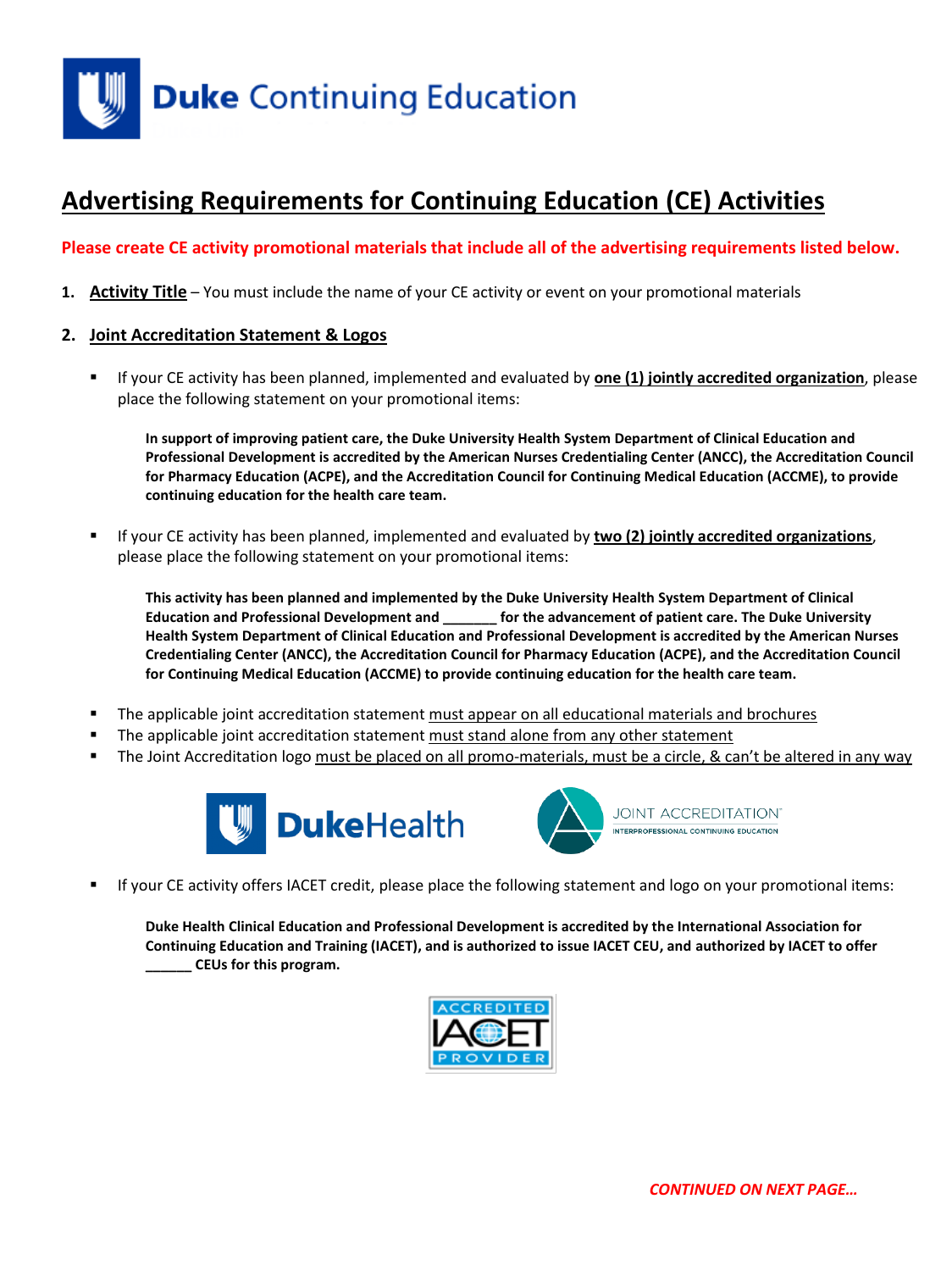Duke Continuing Education

# Advertising Requirements for Continuing Education (CE) Activities

**Please create CE activity promotional materials that include all of the advertising requirements listed below.**

1. **Activity Title** – You must include the name of your CE activity or event on your promotional materials

2. **Joint Accreditation Statement & Logos**

   - If your CE activity has been planned, implemented and evaluated by **one (1) jointly accredited organization**, please place the following statement on your promotional items:

     **In support of improving patient care, the Duke University Health System Department of Clinical Education and Professional Development is accredited by the American Nurses Credentialing Center (ANCC), the Accreditation Council for Pharmacy Education (ACPE), and the Accreditation Council for Continuing Medical Education (ACCME), to provide continuing education for the health care team.**

   - If your CE activity has been planned, implemented and evaluated by **two (2) jointly accredited organizations**, please place the following statement on your promotional items:

     **This activity has been planned and implemented by the Duke University Health System Department of Clinical Education and Professional Development and _______ for the advancement of patient care. The Duke University Health System Department of Clinical Education and Professional Development is accredited by the American Nurses Credentialing Center (ANCC), the Accreditation Council for Pharmacy Education (ACPE), and the Accreditation Council for Continuing Medical Education (ACCME) to provide continuing education for the health care team.**

   - The applicable joint accreditation statement must appear on all educational materials and brochures
   - The applicable joint accreditation statement must stand alone from any other statement
   - The Joint Accreditation logo must be placed on all promo-materials, must be a circle, & can't be altered in any way

   DukeHealth — JOINT ACCREDITATION INTERPROFESSIONAL CONTINUING EDUCATION

   - If your CE activity offers IACET credit, please place the following statement and logo on your promotional items:

     **Duke Health Clinical Education and Professional Development is accredited by the International Association for Continuing Education and Training (IACET), and is authorized to issue IACET CEU, and authorized by IACET to offer ______ CEUs for this program.**

     ACCREDITED IACET PROVIDER

*CONTINUED ON NEXT PAGE…*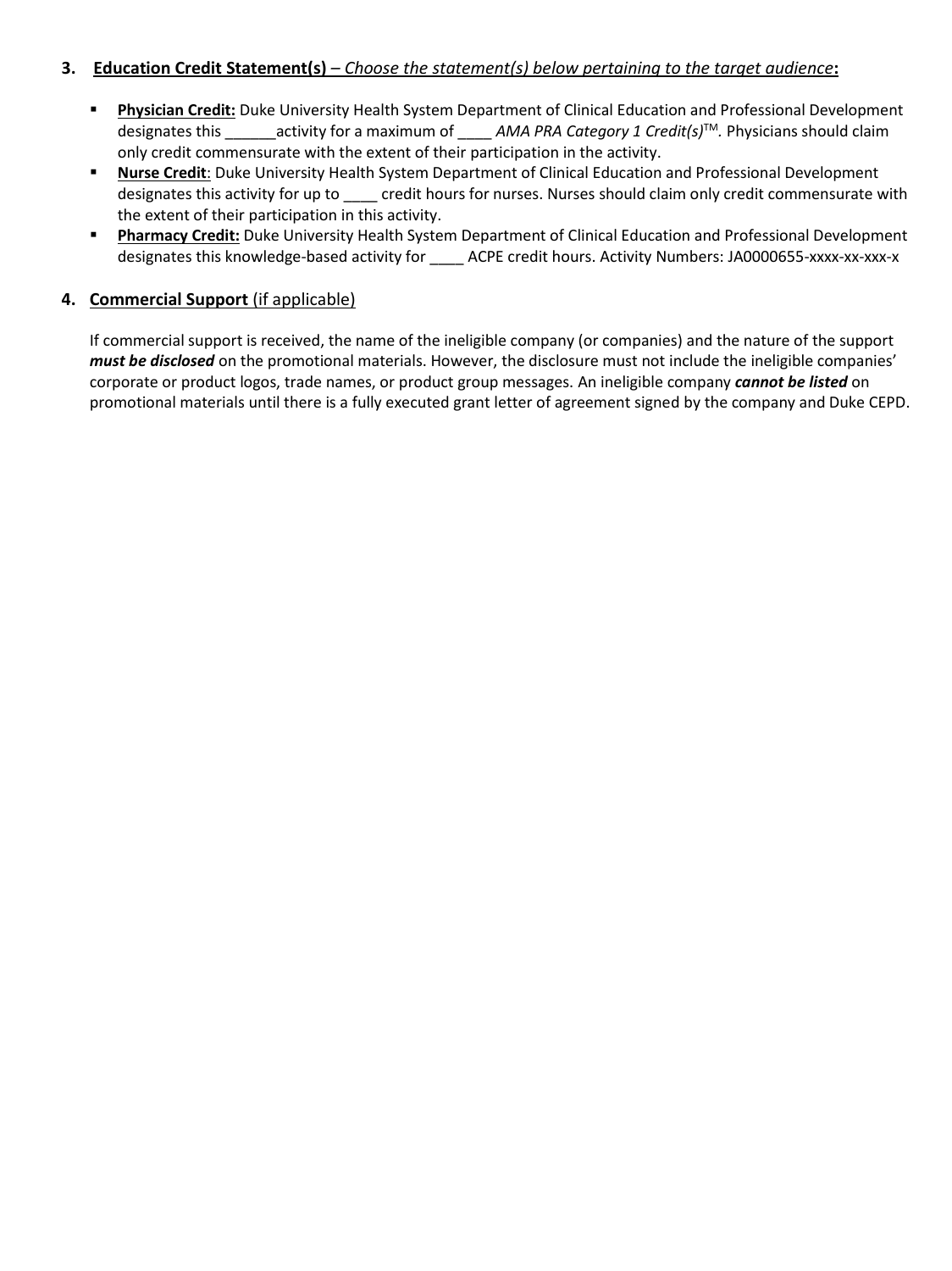3. **Education Credit Statement(s)** – *Choose the statement(s) below pertaining to the target audience*:

- **Physician Credit:** Duke University Health System Department of Clinical Education and Professional Development designates this ______activity for a maximum of ____ *AMA PRA Category 1 Credit(s)*™. Physicians should claim only credit commensurate with the extent of their participation in the activity.
- **Nurse Credit**: Duke University Health System Department of Clinical Education and Professional Development designates this activity for up to ____ credit hours for nurses. Nurses should claim only credit commensurate with the extent of their participation in this activity.
- **Pharmacy Credit:** Duke University Health System Department of Clinical Education and Professional Development designates this knowledge-based activity for ____ ACPE credit hours. Activity Numbers: JA0000655-xxxx-xx-xxx-x

4. **Commercial Support** (if applicable)

If commercial support is received, the name of the ineligible company (or companies) and the nature of the support ***must be disclosed*** on the promotional materials. However, the disclosure must not include the ineligible companies' corporate or product logos, trade names, or product group messages. An ineligible company ***cannot be listed*** on promotional materials until there is a fully executed grant letter of agreement signed by the company and Duke CEPD.